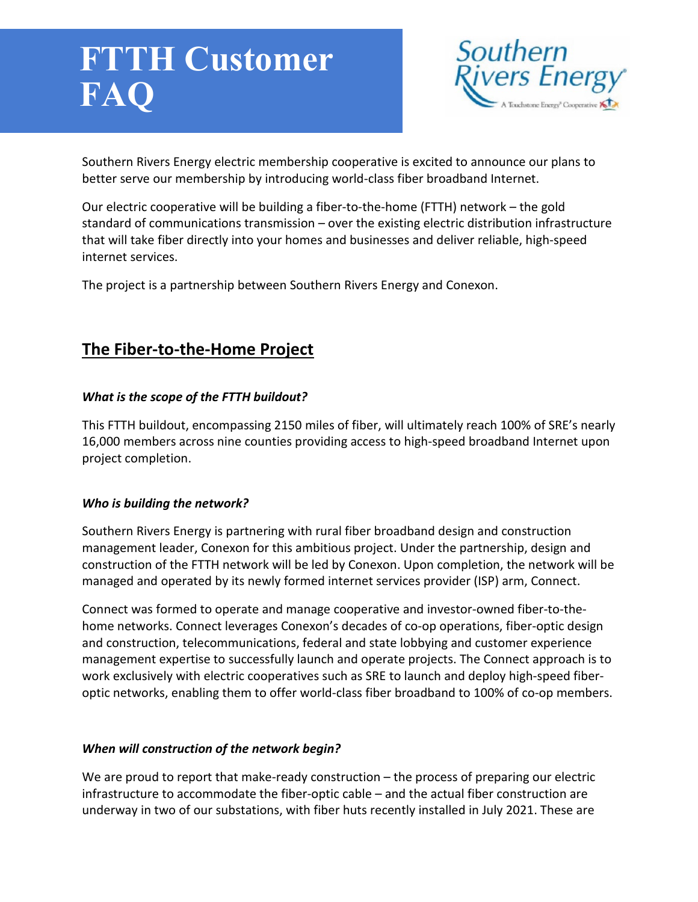# FTTH Customer FAQ

Southern Rivers Energy electric membership cooperative is excited to announce our plans to better serve our membership by introducing world-class fiber broadband Internet.

Our electric cooperative will be building a fiber-to-the-home (FTTH) network – the gold standard of communications transmission – over the existing electric distribution infrastructure that will take fiber directly into your homes and businesses and deliver reliable, high-speed internet services.

The project is a partnership between Southern Rivers Energy and Conexon.

## The Fiber-to-the-Home Project

***What is the scope of the FTTH buildout?***

This FTTH buildout, encompassing 2150 miles of fiber, will ultimately reach 100% of SRE's nearly 16,000 members across nine counties providing access to high-speed broadband Internet upon project completion.

***Who is building the network?***

Southern Rivers Energy is partnering with rural fiber broadband design and construction management leader, Conexon for this ambitious project. Under the partnership, design and construction of the FTTH network will be led by Conexon. Upon completion, the network will be managed and operated by its newly formed internet services provider (ISP) arm, Connect.

Connect was formed to operate and manage cooperative and investor-owned fiber-to-the-home networks. Connect leverages Conexon's decades of co-op operations, fiber-optic design and construction, telecommunications, federal and state lobbying and customer experience management expertise to successfully launch and operate projects. The Connect approach is to work exclusively with electric cooperatives such as SRE to launch and deploy high-speed fiber-optic networks, enabling them to offer world-class fiber broadband to 100% of co-op members.

***When will construction of the network begin?***

We are proud to report that make-ready construction – the process of preparing our electric infrastructure to accommodate the fiber-optic cable – and the actual fiber construction are underway in two of our substations, with fiber huts recently installed in July 2021. These are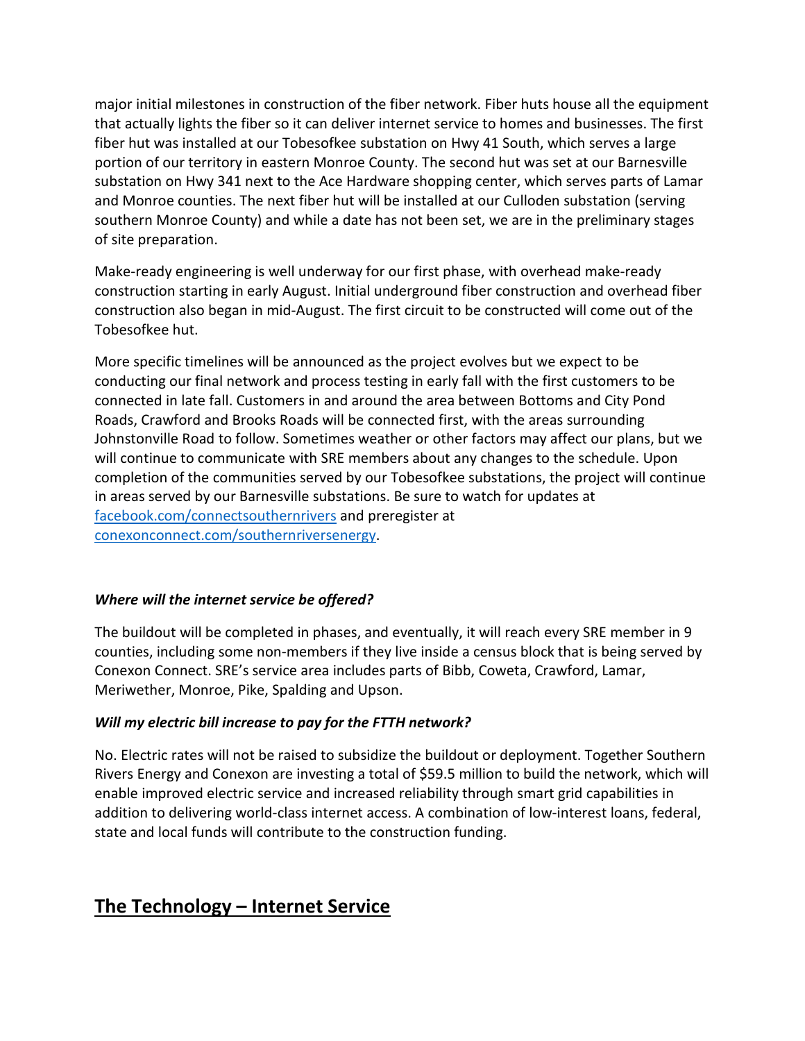major initial milestones in construction of the fiber network. Fiber huts house all the equipment that actually lights the fiber so it can deliver internet service to homes and businesses. The first fiber hut was installed at our Tobesofkee substation on Hwy 41 South, which serves a large portion of our territory in eastern Monroe County. The second hut was set at our Barnesville substation on Hwy 341 next to the Ace Hardware shopping center, which serves parts of Lamar and Monroe counties. The next fiber hut will be installed at our Culloden substation (serving southern Monroe County) and while a date has not been set, we are in the preliminary stages of site preparation.

Make-ready engineering is well underway for our first phase, with overhead make-ready construction starting in early August. Initial underground fiber construction and overhead fiber construction also began in mid-August. The first circuit to be constructed will come out of the Tobesofkee hut.

More specific timelines will be announced as the project evolves but we expect to be conducting our final network and process testing in early fall with the first customers to be connected in late fall. Customers in and around the area between Bottoms and City Pond Roads, Crawford and Brooks Roads will be connected first, with the areas surrounding Johnstonville Road to follow. Sometimes weather or other factors may affect our plans, but we will continue to communicate with SRE members about any changes to the schedule. Upon completion of the communities served by our Tobesofkee substations, the project will continue in areas served by our Barnesville substations. Be sure to watch for updates at [facebook.com/connectsouthernrivers](facebook.com/connectsouthernrivers) and preregister at [conexonconnect.com/southernriversenergy](conexonconnect.com/southernriversenergy).

***Where will the internet service be offered?***

The buildout will be completed in phases, and eventually, it will reach every SRE member in 9 counties, including some non-members if they live inside a census block that is being served by Conexon Connect. SRE's service area includes parts of Bibb, Coweta, Crawford, Lamar, Meriwether, Monroe, Pike, Spalding and Upson.

***Will my electric bill increase to pay for the FTTH network?***

No. Electric rates will not be raised to subsidize the buildout or deployment. Together Southern Rivers Energy and Conexon are investing a total of $59.5 million to build the network, which will enable improved electric service and increased reliability through smart grid capabilities in addition to delivering world-class internet access. A combination of low-interest loans, federal, state and local funds will contribute to the construction funding.

## The Technology – Internet Service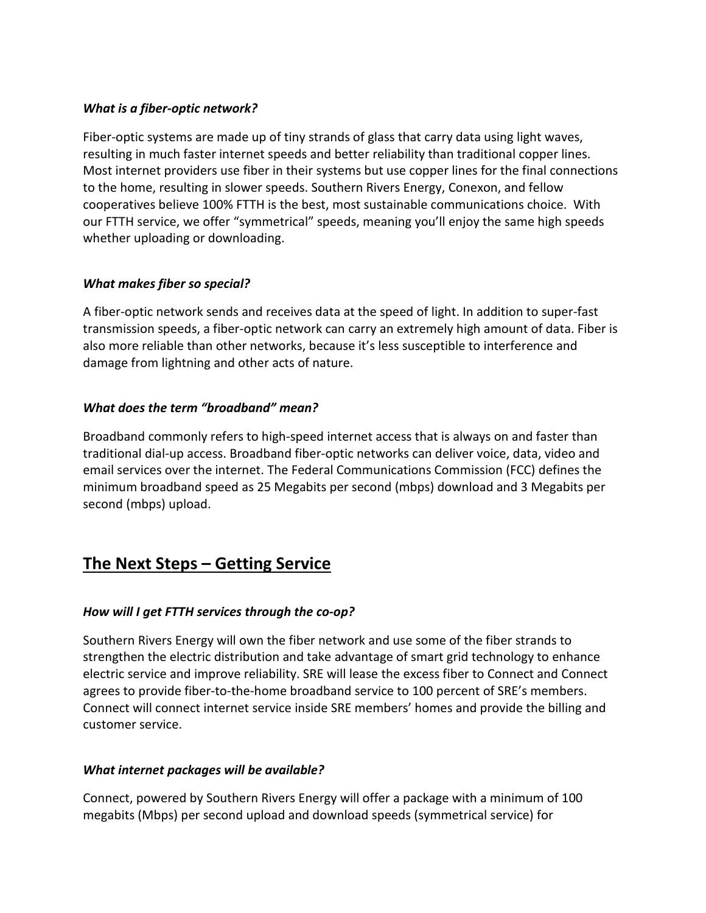***What is a fiber-optic network?***

Fiber-optic systems are made up of tiny strands of glass that carry data using light waves, resulting in much faster internet speeds and better reliability than traditional copper lines. Most internet providers use fiber in their systems but use copper lines for the final connections to the home, resulting in slower speeds. Southern Rivers Energy, Conexon, and fellow cooperatives believe 100% FTTH is the best, most sustainable communications choice. With our FTTH service, we offer "symmetrical" speeds, meaning you'll enjoy the same high speeds whether uploading or downloading.

***What makes fiber so special?***

A fiber-optic network sends and receives data at the speed of light. In addition to super-fast transmission speeds, a fiber-optic network can carry an extremely high amount of data. Fiber is also more reliable than other networks, because it's less susceptible to interference and damage from lightning and other acts of nature.

***What does the term "broadband" mean?***

Broadband commonly refers to high-speed internet access that is always on and faster than traditional dial-up access. Broadband fiber-optic networks can deliver voice, data, video and email services over the internet. The Federal Communications Commission (FCC) defines the minimum broadband speed as 25 Megabits per second (mbps) download and 3 Megabits per second (mbps) upload.

## <u>The Next Steps – Getting Service</u>

***How will I get FTTH services through the co-op?***

Southern Rivers Energy will own the fiber network and use some of the fiber strands to strengthen the electric distribution and take advantage of smart grid technology to enhance electric service and improve reliability. SRE will lease the excess fiber to Connect and Connect agrees to provide fiber-to-the-home broadband service to 100 percent of SRE's members. Connect will connect internet service inside SRE members' homes and provide the billing and customer service.

***What internet packages will be available?***

Connect, powered by Southern Rivers Energy will offer a package with a minimum of 100 megabits (Mbps) per second upload and download speeds (symmetrical service) for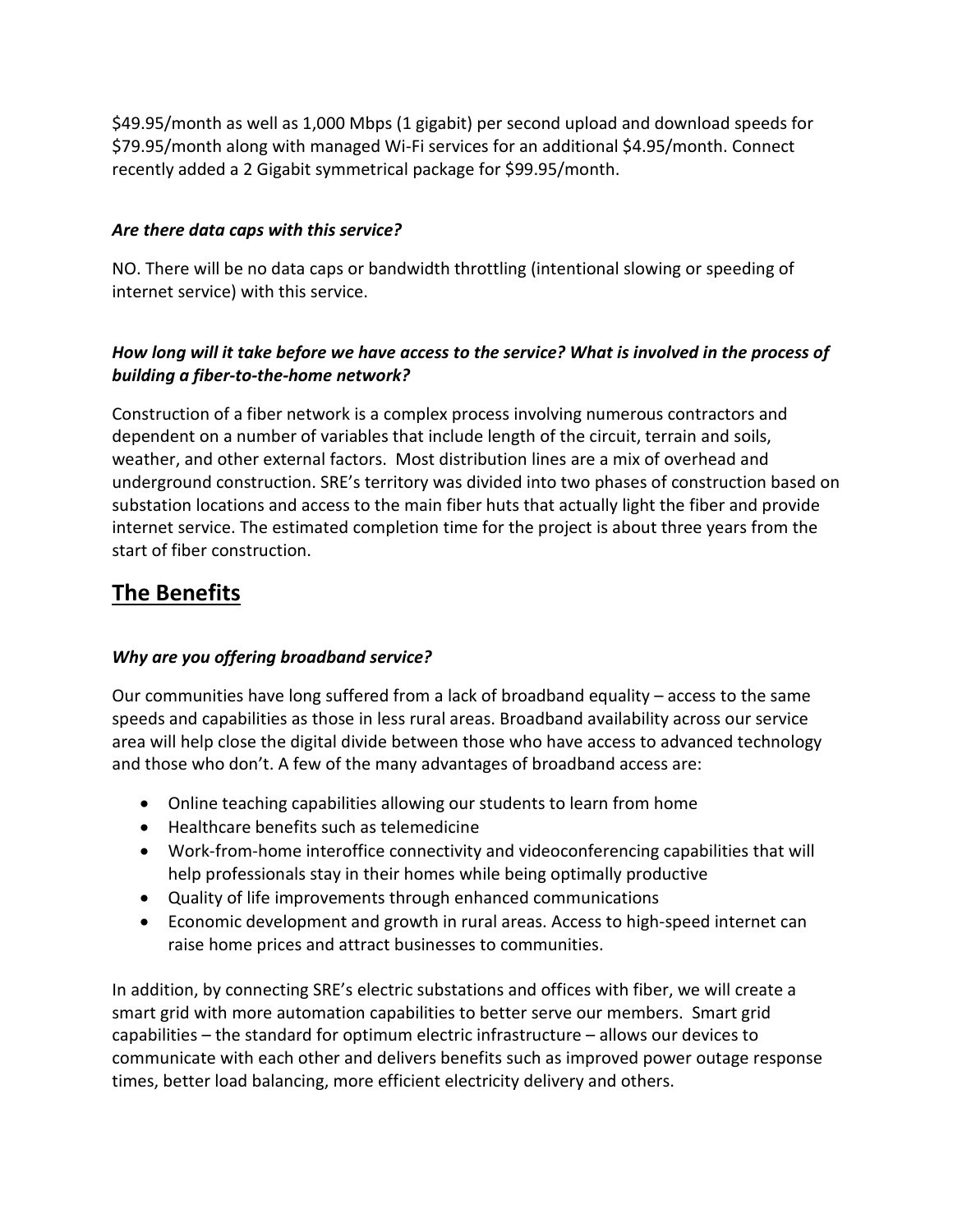$49.95/month as well as 1,000 Mbps (1 gigabit) per second upload and download speeds for $79.95/month along with managed Wi-Fi services for an additional $4.95/month. Connect recently added a 2 Gigabit symmetrical package for $99.95/month.

***Are there data caps with this service?***

NO. There will be no data caps or bandwidth throttling (intentional slowing or speeding of internet service) with this service.

***How long will it take before we have access to the service? What is involved in the process of building a fiber-to-the-home network?***

Construction of a fiber network is a complex process involving numerous contractors and dependent on a number of variables that include length of the circuit, terrain and soils, weather, and other external factors. Most distribution lines are a mix of overhead and underground construction. SRE's territory was divided into two phases of construction based on substation locations and access to the main fiber huts that actually light the fiber and provide internet service. The estimated completion time for the project is about three years from the start of fiber construction.

## The Benefits

***Why are you offering broadband service?***

Our communities have long suffered from a lack of broadband equality – access to the same speeds and capabilities as those in less rural areas. Broadband availability across our service area will help close the digital divide between those who have access to advanced technology and those who don't. A few of the many advantages of broadband access are:

- Online teaching capabilities allowing our students to learn from home
- Healthcare benefits such as telemedicine
- Work-from-home interoffice connectivity and videoconferencing capabilities that will help professionals stay in their homes while being optimally productive
- Quality of life improvements through enhanced communications
- Economic development and growth in rural areas. Access to high-speed internet can raise home prices and attract businesses to communities.

In addition, by connecting SRE's electric substations and offices with fiber, we will create a smart grid with more automation capabilities to better serve our members. Smart grid capabilities – the standard for optimum electric infrastructure – allows our devices to communicate with each other and delivers benefits such as improved power outage response times, better load balancing, more efficient electricity delivery and others.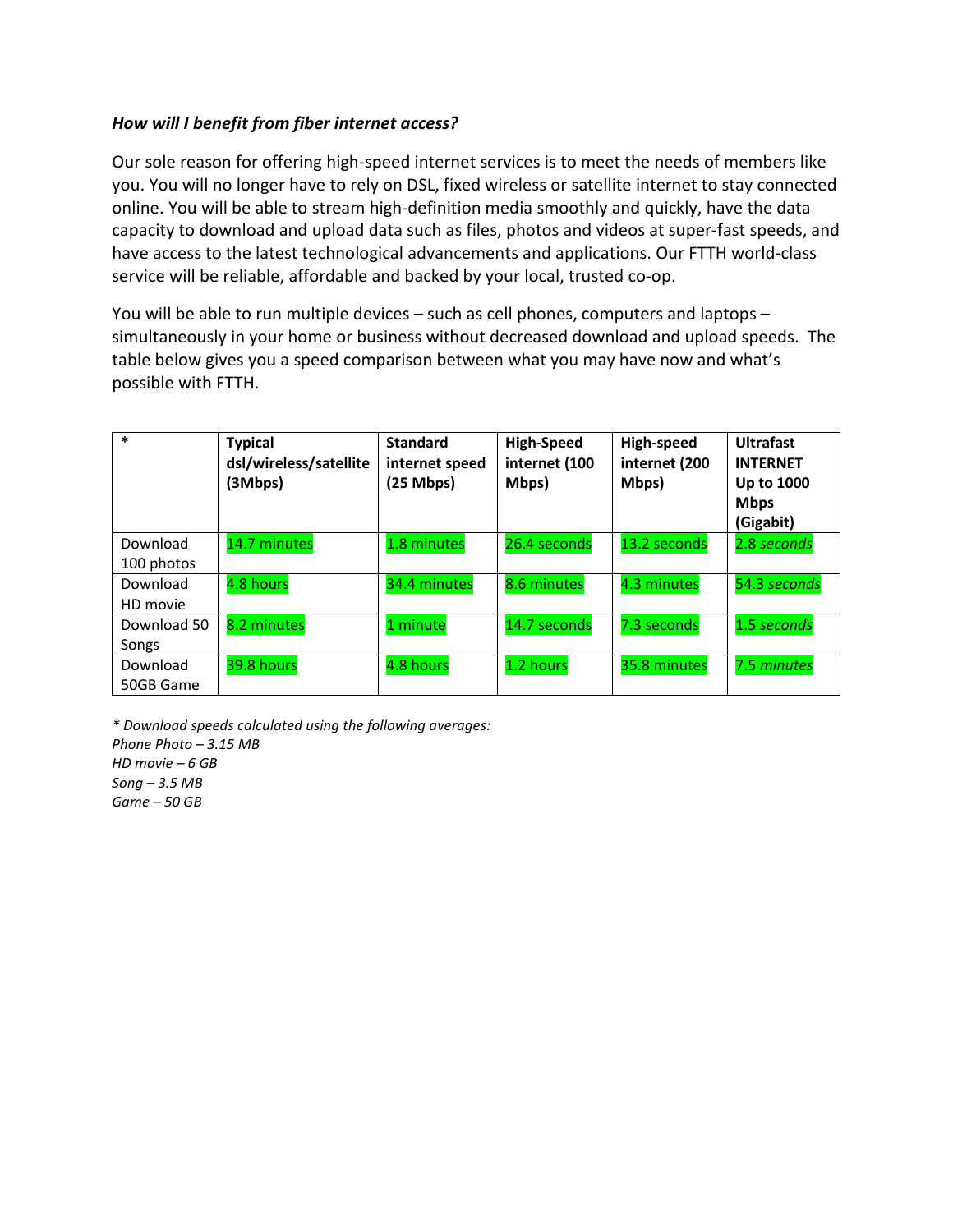***How will I benefit from fiber internet access?***

Our sole reason for offering high-speed internet services is to meet the needs of members like you. You will no longer have to rely on DSL, fixed wireless or satellite internet to stay connected online. You will be able to stream high-definition media smoothly and quickly, have the data capacity to download and upload data such as files, photos and videos at super-fast speeds, and have access to the latest technological advancements and applications. Our FTTH world-class service will be reliable, affordable and backed by your local, trusted co-op.

You will be able to run multiple devices – such as cell phones, computers and laptops – simultaneously in your home or business without decreased download and upload speeds. The table below gives you a speed comparison between what you may have now and what's possible with FTTH.

| * | **Typical dsl/wireless/satellite (3Mbps)** | **Standard internet speed (25 Mbps)** | **High-Speed internet (100 Mbps)** | **High-speed internet (200 Mbps)** | **Ultrafast INTERNET Up to 1000 Mbps (Gigabit)** |
|---|---|---|---|---|---|
| Download 100 photos | 14.7 minutes | 1.8 minutes | 26.4 seconds | 13.2 seconds | 2.8 *seconds* |
| Download HD movie | 4.8 hours | 34.4 minutes | 8.6 minutes | 4.3 minutes | 54.3 *seconds* |
| Download 50 Songs | 8.2 minutes | 1 minute | 14.7 seconds | 7.3 seconds | 1.5 *seconds* |
| Download 50GB Game | 39.8 hours | 4.8 hours | 1.2 hours | 35.8 minutes | 7.5 *minutes* |

*\* Download speeds calculated using the following averages:*
*Phone Photo – 3.15 MB*
*HD movie – 6 GB*
*Song – 3.5 MB*
*Game – 50 GB*